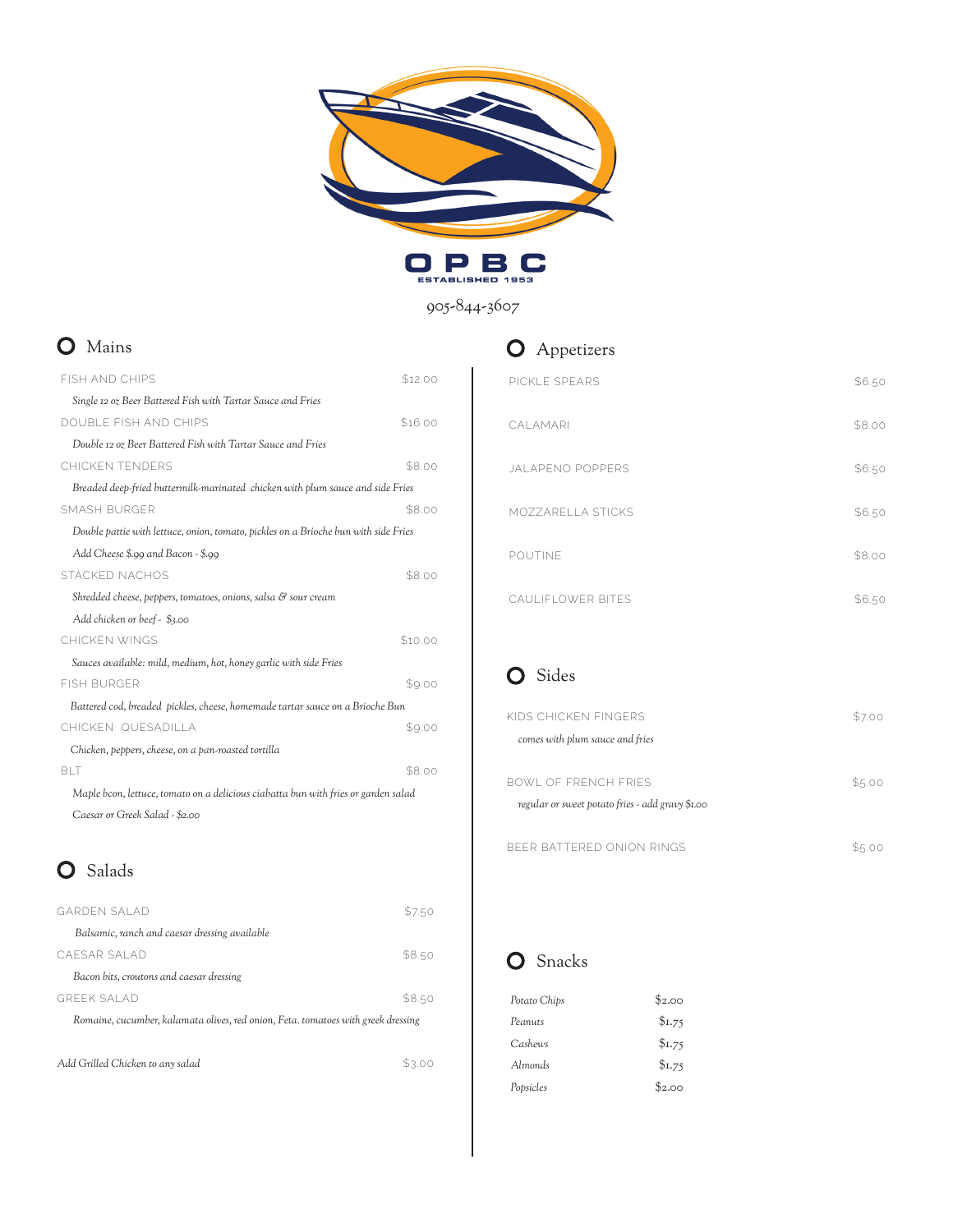# OPBC

ESTABLISHED 1953

905-844-3607

## Mains

| Item | Price |
| --- | --- |
| FISH AND CHIPS | $12.00 |
| *Single 12 oz Beer Battered Fish with Tartar Sauce and Fries* | |
| DOUBLE FISH AND CHIPS | $16.00 |
| *Double 12 oz Beer Battered Fish with Tartar Sauce and Fries* | |
| CHICKEN TENDERS | $8.00 |
| *Breaded deep-fried buttermilk-marinated chicken with plum sauce and side Fries* | |
| SMASH BURGER | $8.00 |
| *Double pattie with lettuce, onion, tomato, pickles on a Brioche bun with side Fries* | |
| *Add Cheese $.99 and Bacon - $.99* | |
| STACKED NACHOS | $8.00 |
| *Shredded cheese, peppers, tomatoes, onions, salsa & sour cream* | |
| *Add chicken or beef - $3.00* | |
| CHICKEN WINGS | $10.00 |
| *Sauces available: mild, medium, hot, honey garlic with side Fries* | |
| FISH BURGER | $9.00 |
| *Battered cod, breaded pickles, cheese, homemade tartar sauce on a Brioche Bun* | |
| CHICKEN QUESADILLA | $9.00 |
| *Chicken, peppers, cheese, on a pan-roasted tortilla* | |
| BLT | $8.00 |
| *Maple bcon, lettuce, tomato on a delicious ciabatta bun with fries or garden salad* | |
| *Caesar or Greek Salad - $2.00* | |

## Salads

| Item | Price |
| --- | --- |
| GARDEN SALAD | $7.50 |
| *Balsamic, ranch and caesar dressing available* | |
| CAESAR SALAD | $8.50 |
| *Bacon bits, croutons and caesar dressing* | |
| GREEK SALAD | $8.50 |
| *Romaine, cucumber, kalamata olives, red onion, Feta. tomatoes with greek dressing* | |
| *Add Grilled Chicken to any salad* | $3.00 |

## Appetizers

| Item | Price |
| --- | --- |
| PICKLE SPEARS | $6.50 |
| CALAMARI | $8.00 |
| JALAPENO POPPERS | $6.50 |
| MOZZARELLA STICKS | $6.50 |
| POUTINE | $8.00 |
| CAULIFLOWER BITES | $6.50 |

## Sides

| Item | Price |
| --- | --- |
| KIDS CHICKEN FINGERS | $7.00 |
| *comes with plum sauce and fries* | |
| BOWL OF FRENCH FRIES | $5.00 |
| *regular or sweet potato fries - add gravy $1.00* | |
| BEER BATTERED ONION RINGS | $5.00 |

## Snacks

| Item | Price |
| --- | --- |
| *Potato Chips* | $2.00 |
| *Peanuts* | $1.75 |
| *Cashews* | $1.75 |
| *Almonds* | $1.75 |
| *Popsicles* | $2.00 |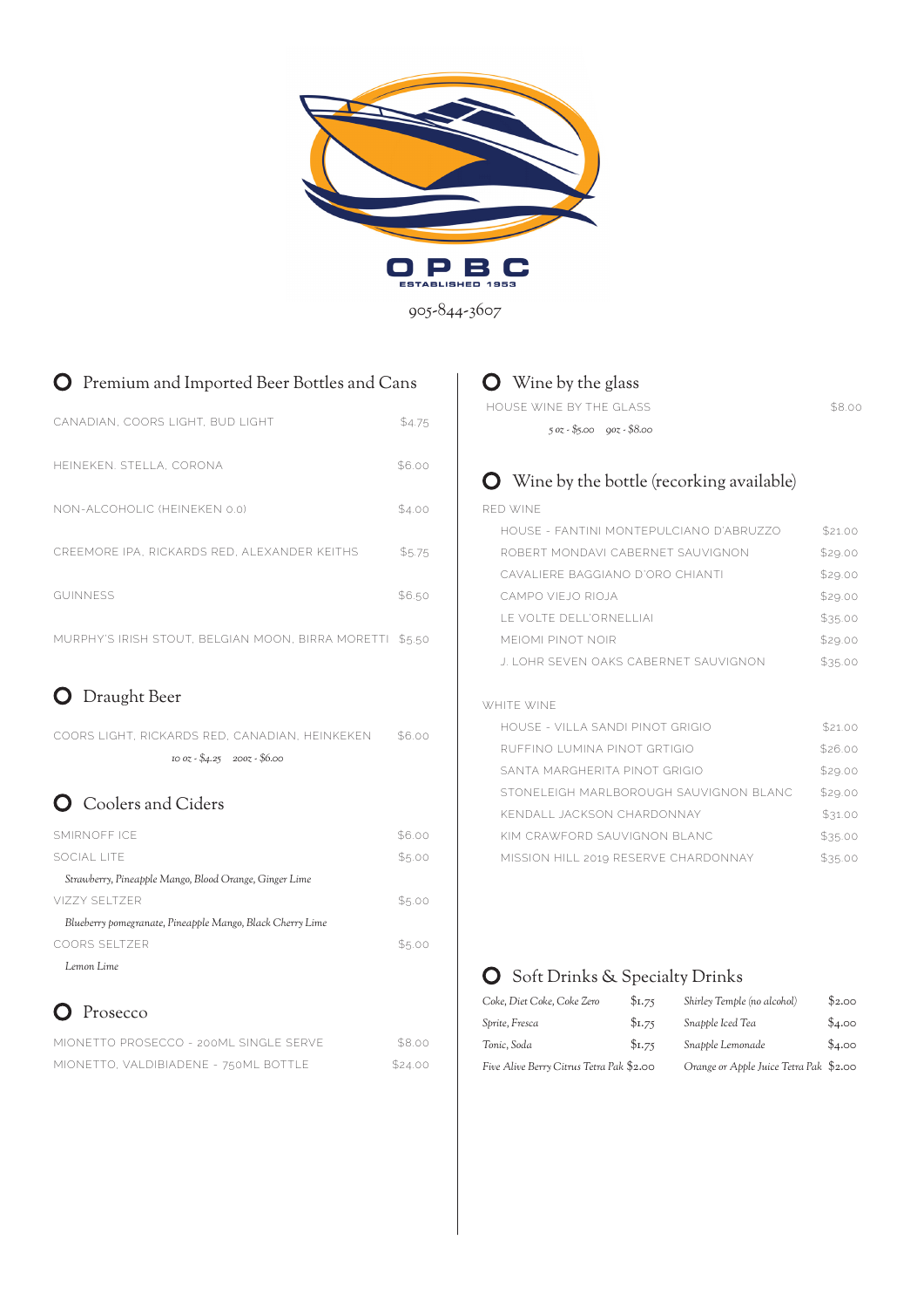OPBC

ESTABLISHED 1953

905-844-3607

## Premium and Imported Beer Bottles and Cans

| | |
|---|---|
| CANADIAN, COORS LIGHT, BUD LIGHT | $4.75 |
| HEINEKEN. STELLA, CORONA | $6.00 |
| NON-ALCOHOLIC (HEINEKEN 0.0) | $4.00 |
| CREEMORE IPA, RICKARDS RED, ALEXANDER KEITHS | $5.75 |
| GUINNESS | $6.50 |
| MURPHY'S IRISH STOUT, BELGIAN MOON, BIRRA MORETTI | $5.50 |

## Draught Beer

| | |
|---|---|
| COORS LIGHT, RICKARDS RED, CANADIAN, HEINKEKEN | $6.00 |

*10 oz - $4.25 20oz - $6.00*

## Coolers and Ciders

| | |
|---|---|
| SMIRNOFF ICE | $6.00 |
| SOCIAL LITE | $5.00 |
| *Strawberry, Pineapple Mango, Blood Orange, Ginger Lime* | |
| VIZZY SELTZER | $5.00 |
| *Blueberry pomegranate, Pineapple Mango, Black Cherry Lime* | |
| COORS SELTZER | $5.00 |
| *Lemon Lime* | |

## Prosecco

| | |
|---|---|
| MIONETTO PROSECCO - 200ML SINGLE SERVE | $8.00 |
| MIONETTO, VALDIBIADENE - 750ML BOTTLE | $24.00 |

## Wine by the glass

| | |
|---|---|
| HOUSE WINE BY THE GLASS | $8.00 |

*5 oz - $5.00 9oz - $8.00*

## Wine by the bottle (recorking available)

RED WINE

| | |
|---|---|
| HOUSE - FANTINI MONTEPULCIANO D'ABRUZZO | $21.00 |
| ROBERT MONDAVI CABERNET SAUVIGNON | $29.00 |
| CAVALIERE BAGGIANO D'ORO CHIANTI | $29.00 |
| CAMPO VIEJO RIOJA | $29.00 |
| LE VOLTE DELL'ORNELLIAI | $35.00 |
| MEIOMI PINOT NOIR | $29.00 |
| J. LOHR SEVEN OAKS CABERNET SAUVIGNON | $35.00 |

WHITE WINE

| | |
|---|---|
| HOUSE - VILLA SANDI PINOT GRIGIO | $21.00 |
| RUFFINO LUMINA PINOT GRTIGIO | $26.00 |
| SANTA MARGHERITA PINOT GRIGIO | $29.00 |
| STONELEIGH MARLBOROUGH SAUVIGNON BLANC | $29.00 |
| KENDALL JACKSON CHARDONNAY | $31.00 |
| KIM CRAWFORD SAUVIGNON BLANC | $35.00 |
| MISSION HILL 2019 RESERVE CHARDONNAY | $35.00 |

## Soft Drinks & Specialty Drinks

| | | | |
|---|---|---|---|
| *Coke, Diet Coke, Coke Zero* | $1.75 | *Shirley Temple (no alcohol)* | $2.00 |
| *Sprite, Fresca* | $1.75 | *Snapple Iced Tea* | $4.00 |
| *Tonic, Soda* | $1.75 | *Snapple Lemonade* | $4.00 |
| *Five Alive Berry Citrus Tetra Pak* | $2.00 | *Orange or Apple Juice Tetra Pak* | $2.00 |